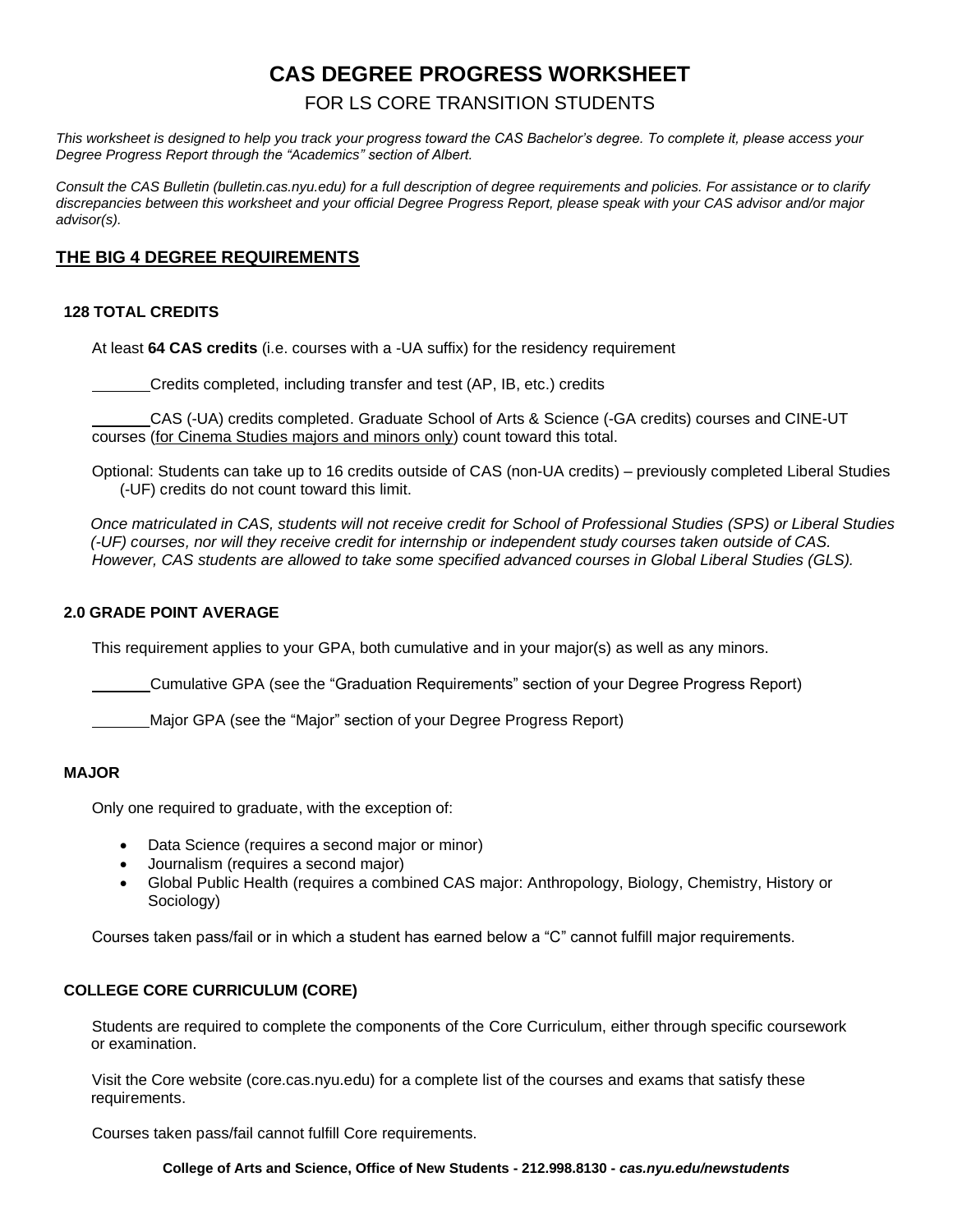# CAS DEGREE PROGRESS WORKSHEET

## FOR LS CORE TRANSITION STUDENTS

*This worksheet is designed to help you track your progress toward the CAS Bachelor's degree. To complete it, please access your Degree Progress Report through the "Academics" section of Albert.*

*Consult the CAS Bulletin (bulletin.cas.nyu.edu) for a full description of degree requirements and policies. For assistance or to clarify discrepancies between this worksheet and your official Degree Progress Report, please speak with your CAS advisor and/or major advisor(s).*

## THE BIG 4 DEGREE REQUIREMENTS

### 128 TOTAL CREDITS

At least **64 CAS credits** (i.e. courses with a -UA suffix) for the residency requirement

_______ Credits completed, including transfer and test (AP, IB, etc.) credits

_______ CAS (-UA) credits completed. Graduate School of Arts & Science (-GA credits) courses and CINE-UT courses (for Cinema Studies majors and minors only) count toward this total.

Optional: Students can take up to 16 credits outside of CAS (non-UA credits) – previously completed Liberal Studies (-UF) credits do not count toward this limit.

*Once matriculated in CAS, students will not receive credit for School of Professional Studies (SPS) or Liberal Studies (-UF) courses, nor will they receive credit for internship or independent study courses taken outside of CAS. However, CAS students are allowed to take some specified advanced courses in Global Liberal Studies (GLS).*

### 2.0 GRADE POINT AVERAGE

This requirement applies to your GPA, both cumulative and in your major(s) as well as any minors.

_______ Cumulative GPA (see the "Graduation Requirements" section of your Degree Progress Report)

_______ Major GPA (see the "Major" section of your Degree Progress Report)

### MAJOR

Only one required to graduate, with the exception of:

- Data Science (requires a second major or minor)
- Journalism (requires a second major)
- Global Public Health (requires a combined CAS major: Anthropology, Biology, Chemistry, History or Sociology)

Courses taken pass/fail or in which a student has earned below a "C" cannot fulfill major requirements.

### COLLEGE CORE CURRICULUM (CORE)

Students are required to complete the components of the Core Curriculum, either through specific coursework or examination.

Visit the Core website (core.cas.nyu.edu) for a complete list of the courses and exams that satisfy these requirements.

Courses taken pass/fail cannot fulfill Core requirements.

**College of Arts and Science, Office of New Students - 212.998.8130 - *cas.nyu.edu/newstudents***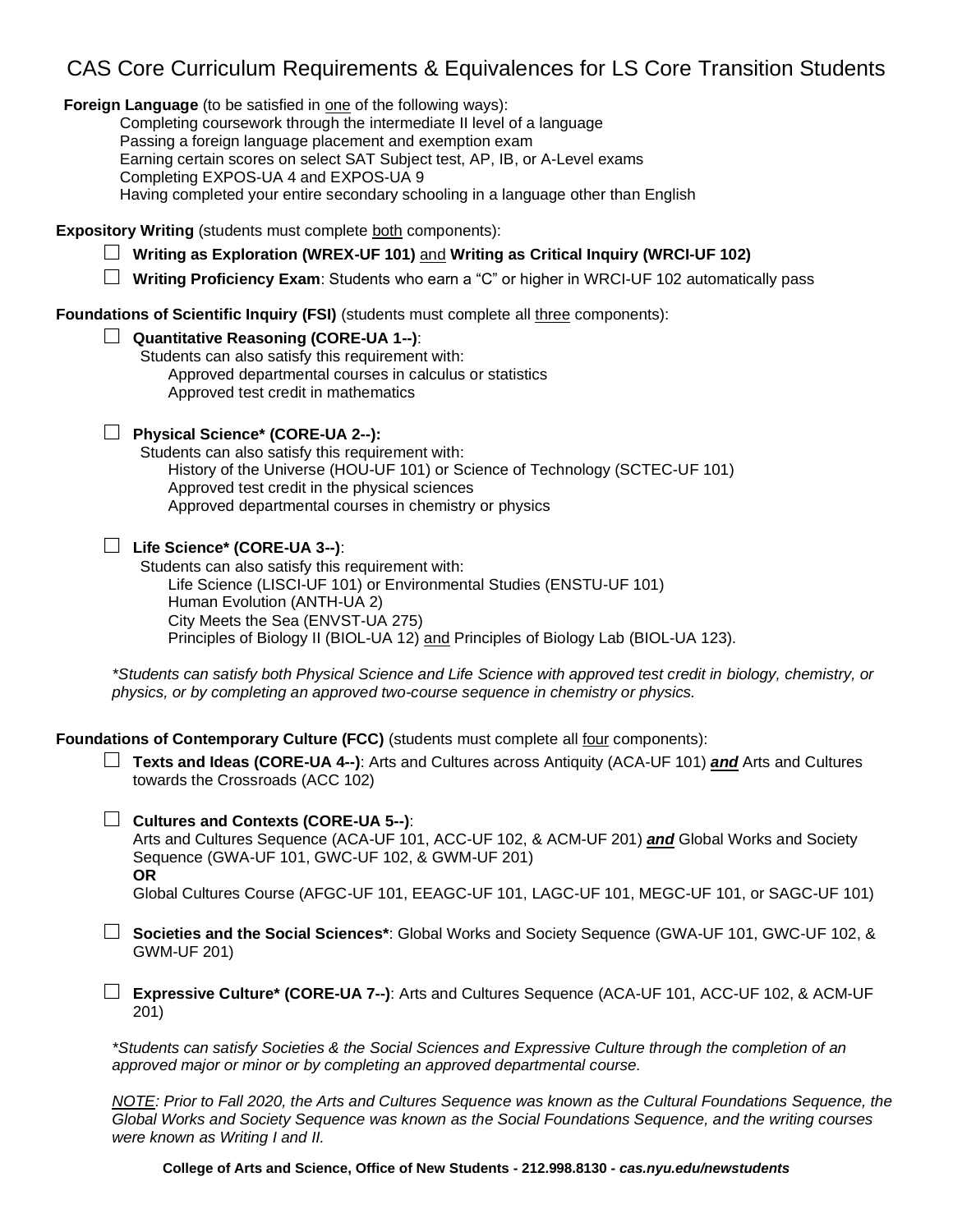# CAS Core Curriculum Requirements & Equivalences for LS Core Transition Students

**Foreign Language** (to be satisfied in <u>one</u> of the following ways):

- Completing coursework through the intermediate II level of a language
- Passing a foreign language placement and exemption exam
- Earning certain scores on select SAT Subject test, AP, IB, or A-Level exams
- Completing EXPOS-UA 4 and EXPOS-UA 9
- Having completed your entire secondary schooling in a language other than English

**Expository Writing** (students must complete <u>both</u> components):

- ☐ **Writing as Exploration (WREX-UF 101)** <u>and</u> **Writing as Critical Inquiry (WRCI-UF 102)**
- ☐ **Writing Proficiency Exam**: Students who earn a "C" or higher in WRCI-UF 102 automatically pass

**Foundations of Scientific Inquiry (FSI)** (students must complete all <u>three</u> components):

- ☐ **Quantitative Reasoning (CORE-UA 1--)**:
  Students can also satisfy this requirement with:
  - Approved departmental courses in calculus or statistics
  - Approved test credit in mathematics

- ☐ **Physical Science* (CORE-UA 2--):**
  Students can also satisfy this requirement with:
  - History of the Universe (HOU-UF 101) or Science of Technology (SCTEC-UF 101)
  - Approved test credit in the physical sciences
  - Approved departmental courses in chemistry or physics

- ☐ **Life Science* (CORE-UA 3--)**:
  Students can also satisfy this requirement with:
  - Life Science (LISCI-UF 101) or Environmental Studies (ENSTU-UF 101)
  - Human Evolution (ANTH-UA 2)
  - City Meets the Sea (ENVST-UA 275)
  - Principles of Biology II (BIOL-UA 12) <u>and</u> Principles of Biology Lab (BIOL-UA 123).

*\*Students can satisfy both Physical Science and Life Science with approved test credit in biology, chemistry, or physics, or by completing an approved two-course sequence in chemistry or physics.*

**Foundations of Contemporary Culture (FCC)** (students must complete all <u>four</u> components):

- ☐ **Texts and Ideas (CORE-UA 4--)**: Arts and Cultures across Antiquity (ACA-UF 101) ***<u>and</u>*** Arts and Cultures towards the Crossroads (ACC 102)

- ☐ **Cultures and Contexts (CORE-UA 5--)**:
  Arts and Cultures Sequence (ACA-UF 101, ACC-UF 102, & ACM-UF 201) ***<u>and</u>*** Global Works and Society Sequence (GWA-UF 101, GWC-UF 102, & GWM-UF 201)
  **OR**
  Global Cultures Course (AFGC-UF 101, EEAGC-UF 101, LAGC-UF 101, MEGC-UF 101, or SAGC-UF 101)

- ☐ **Societies and the Social Sciences***: Global Works and Society Sequence (GWA-UF 101, GWC-UF 102, & GWM-UF 201)

- ☐ **Expressive Culture* (CORE-UA 7--)**: Arts and Cultures Sequence (ACA-UF 101, ACC-UF 102, & ACM-UF 201)

*\*Students can satisfy Societies & the Social Sciences and Expressive Culture through the completion of an approved major or minor or by completing an approved departmental course.*

*<u>NOTE</u>: Prior to Fall 2020, the Arts and Cultures Sequence was known as the Cultural Foundations Sequence, the Global Works and Society Sequence was known as the Social Foundations Sequence, and the writing courses were known as Writing I and II.*

**College of Arts and Science, Office of New Students - 212.998.8130 - *cas.nyu.edu/newstudents***